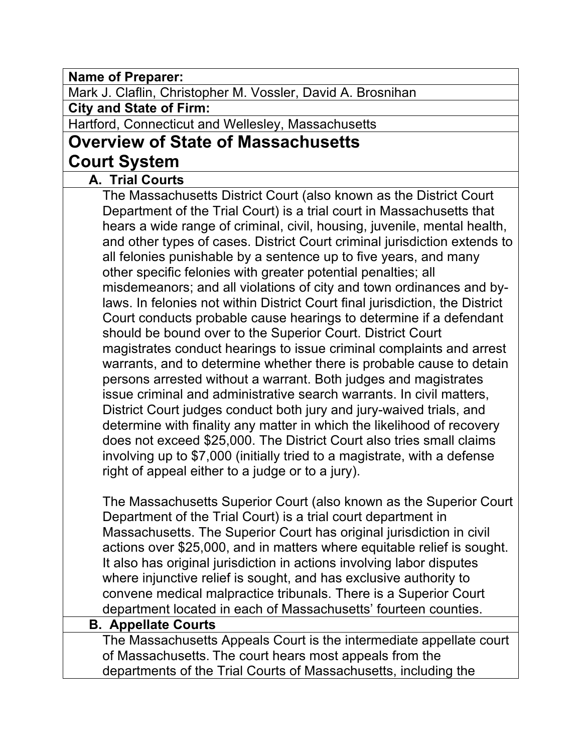**Name of Preparer:**

Mark J. Claflin, Christopher M. Vossler, David A. Brosnihan

**City and State of Firm:**

Hartford, Connecticut and Wellesley, Massachusetts

# Overview of State of Massachusetts Court System

## A. Trial Courts

The Massachusetts District Court (also known as the District Court Department of the Trial Court) is a trial court in Massachusetts that hears a wide range of criminal, civil, housing, juvenile, mental health, and other types of cases. District Court criminal jurisdiction extends to all felonies punishable by a sentence up to five years, and many other specific felonies with greater potential penalties; all misdemeanors; and all violations of city and town ordinances and by-laws. In felonies not within District Court final jurisdiction, the District Court conducts probable cause hearings to determine if a defendant should be bound over to the Superior Court. District Court magistrates conduct hearings to issue criminal complaints and arrest warrants, and to determine whether there is probable cause to detain persons arrested without a warrant. Both judges and magistrates issue criminal and administrative search warrants. In civil matters, District Court judges conduct both jury and jury-waived trials, and determine with finality any matter in which the likelihood of recovery does not exceed $25,000. The District Court also tries small claims involving up to $7,000 (initially tried to a magistrate, with a defense right of appeal either to a judge or to a jury).

The Massachusetts Superior Court (also known as the Superior Court Department of the Trial Court) is a trial court department in Massachusetts. The Superior Court has original jurisdiction in civil actions over $25,000, and in matters where equitable relief is sought. It also has original jurisdiction in actions involving labor disputes where injunctive relief is sought, and has exclusive authority to convene medical malpractice tribunals. There is a Superior Court department located in each of Massachusetts' fourteen counties.

## B. Appellate Courts

The Massachusetts Appeals Court is the intermediate appellate court of Massachusetts. The court hears most appeals from the departments of the Trial Courts of Massachusetts, including the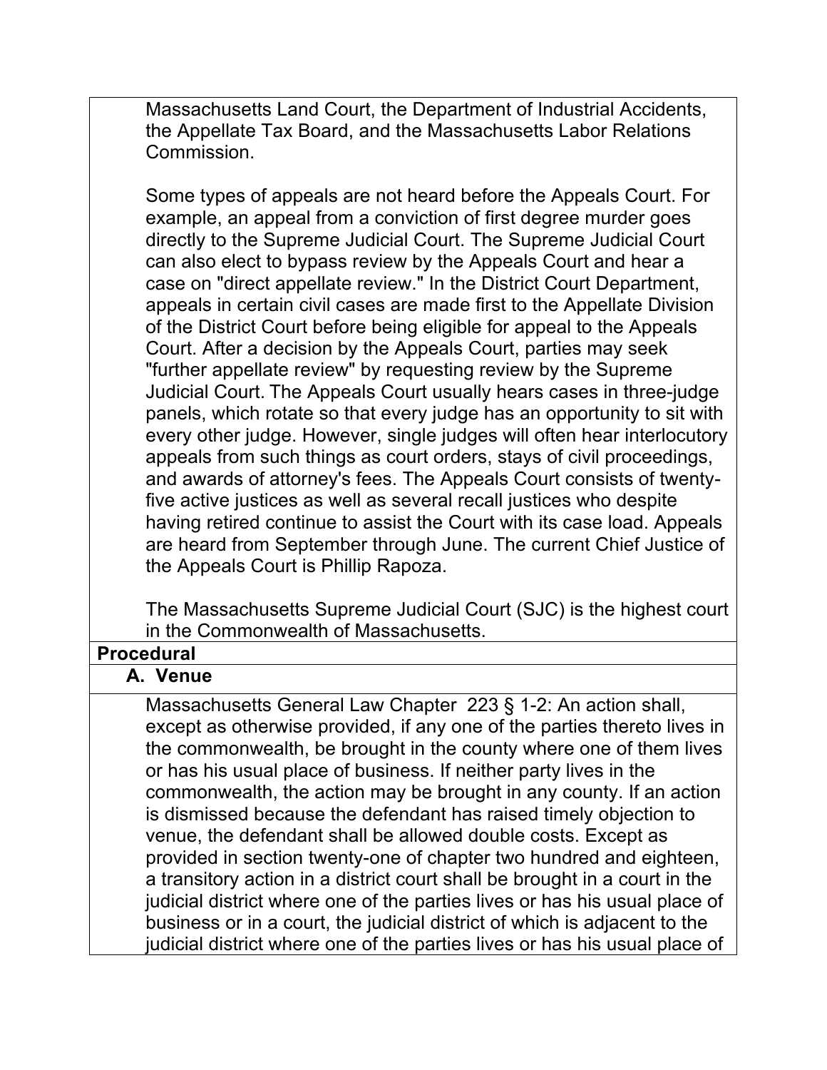Massachusetts Land Court, the Department of Industrial Accidents, the Appellate Tax Board, and the Massachusetts Labor Relations Commission.

Some types of appeals are not heard before the Appeals Court. For example, an appeal from a conviction of first degree murder goes directly to the Supreme Judicial Court. The Supreme Judicial Court can also elect to bypass review by the Appeals Court and hear a case on "direct appellate review." In the District Court Department, appeals in certain civil cases are made first to the Appellate Division of the District Court before being eligible for appeal to the Appeals Court. After a decision by the Appeals Court, parties may seek "further appellate review" by requesting review by the Supreme Judicial Court. The Appeals Court usually hears cases in three-judge panels, which rotate so that every judge has an opportunity to sit with every other judge. However, single judges will often hear interlocutory appeals from such things as court orders, stays of civil proceedings, and awards of attorney's fees. The Appeals Court consists of twenty-five active justices as well as several recall justices who despite having retired continue to assist the Court with its case load. Appeals are heard from September through June. The current Chief Justice of the Appeals Court is Phillip Rapoza.

The Massachusetts Supreme Judicial Court (SJC) is the highest court in the Commonwealth of Massachusetts.

## Procedural

### A. Venue

Massachusetts General Law Chapter 223 § 1-2: An action shall, except as otherwise provided, if any one of the parties thereto lives in the commonwealth, be brought in the county where one of them lives or has his usual place of business. If neither party lives in the commonwealth, the action may be brought in any county. If an action is dismissed because the defendant has raised timely objection to venue, the defendant shall be allowed double costs. Except as provided in section twenty-one of chapter two hundred and eighteen, a transitory action in a district court shall be brought in a court in the judicial district where one of the parties lives or has his usual place of business or in a court, the judicial district of which is adjacent to the judicial district where one of the parties lives or has his usual place of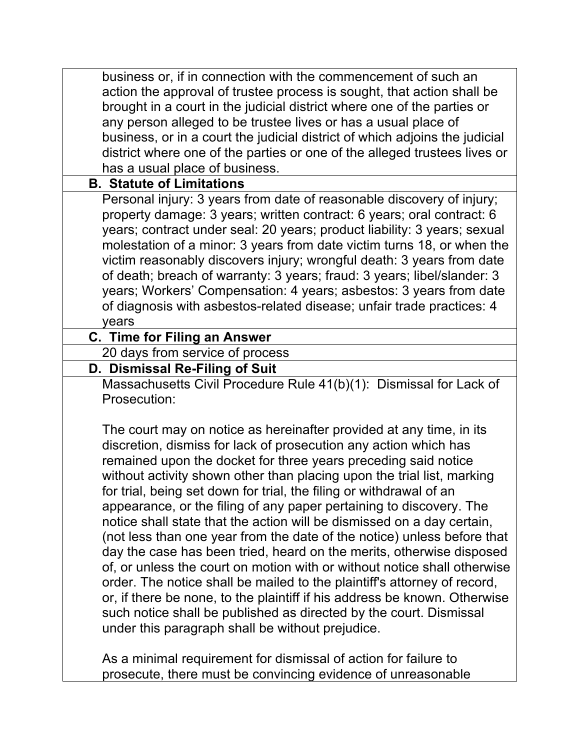business or, if in connection with the commencement of such an action the approval of trustee process is sought, that action shall be brought in a court in the judicial district where one of the parties or any person alleged to be trustee lives or has a usual place of business, or in a court the judicial district of which adjoins the judicial district where one of the parties or one of the alleged trustees lives or has a usual place of business.

### B. Statute of Limitations

Personal injury: 3 years from date of reasonable discovery of injury; property damage: 3 years; written contract: 6 years; oral contract: 6 years; contract under seal: 20 years; product liability: 3 years; sexual molestation of a minor: 3 years from date victim turns 18, or when the victim reasonably discovers injury; wrongful death: 3 years from date of death; breach of warranty: 3 years; fraud: 3 years; libel/slander: 3 years; Workers' Compensation: 4 years; asbestos: 3 years from date of diagnosis with asbestos-related disease; unfair trade practices: 4 years

### C. Time for Filing an Answer

20 days from service of process

### D. Dismissal Re-Filing of Suit

Massachusetts Civil Procedure Rule 41(b)(1): Dismissal for Lack of Prosecution:

The court may on notice as hereinafter provided at any time, in its discretion, dismiss for lack of prosecution any action which has remained upon the docket for three years preceding said notice without activity shown other than placing upon the trial list, marking for trial, being set down for trial, the filing or withdrawal of an appearance, or the filing of any paper pertaining to discovery. The notice shall state that the action will be dismissed on a day certain, (not less than one year from the date of the notice) unless before that day the case has been tried, heard on the merits, otherwise disposed of, or unless the court on motion with or without notice shall otherwise order. The notice shall be mailed to the plaintiff's attorney of record, or, if there be none, to the plaintiff if his address be known. Otherwise such notice shall be published as directed by the court. Dismissal under this paragraph shall be without prejudice.

As a minimal requirement for dismissal of action for failure to prosecute, there must be convincing evidence of unreasonable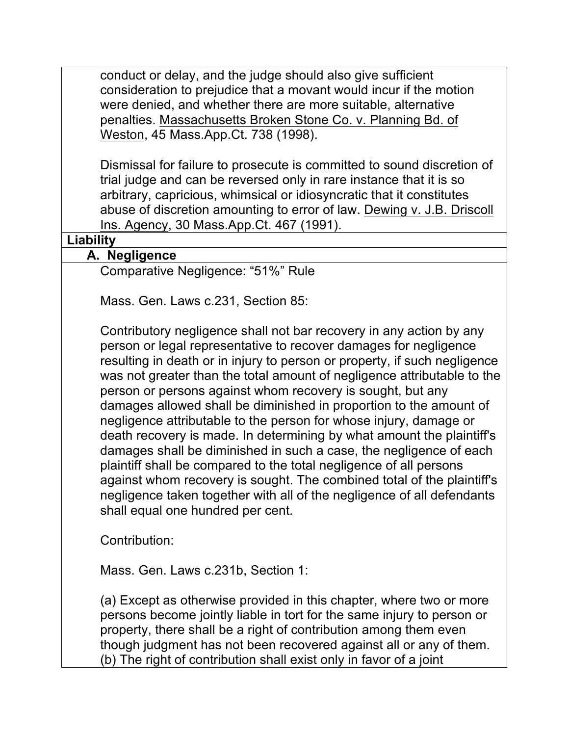conduct or delay, and the judge should also give sufficient consideration to prejudice that a movant would incur if the motion were denied, and whether there are more suitable, alternative penalties. Massachusetts Broken Stone Co. v. Planning Bd. of Weston, 45 Mass.App.Ct. 738 (1998).

Dismissal for failure to prosecute is committed to sound discretion of trial judge and can be reversed only in rare instance that it is so arbitrary, capricious, whimsical or idiosyncratic that it constitutes abuse of discretion amounting to error of law. Dewing v. J.B. Driscoll Ins. Agency, 30 Mass.App.Ct. 467 (1991).

## Liability

### A. Negligence

Comparative Negligence: “51%” Rule

Mass. Gen. Laws c.231, Section 85:

Contributory negligence shall not bar recovery in any action by any person or legal representative to recover damages for negligence resulting in death or in injury to person or property, if such negligence was not greater than the total amount of negligence attributable to the person or persons against whom recovery is sought, but any damages allowed shall be diminished in proportion to the amount of negligence attributable to the person for whose injury, damage or death recovery is made. In determining by what amount the plaintiff's damages shall be diminished in such a case, the negligence of each plaintiff shall be compared to the total negligence of all persons against whom recovery is sought. The combined total of the plaintiff's negligence taken together with all of the negligence of all defendants shall equal one hundred per cent.

Contribution:

Mass. Gen. Laws c.231b, Section 1:

(a) Except as otherwise provided in this chapter, where two or more persons become jointly liable in tort for the same injury to person or property, there shall be a right of contribution among them even though judgment has not been recovered against all or any of them.
(b) The right of contribution shall exist only in favor of a joint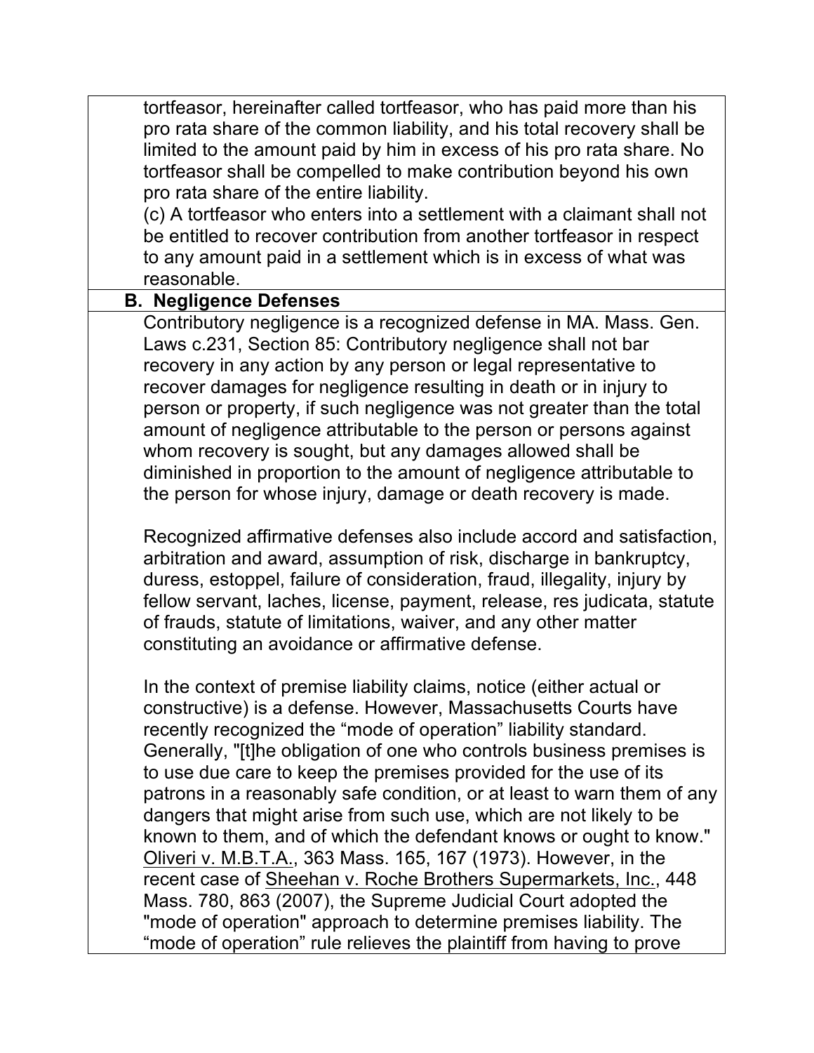tortfeasor, hereinafter called tortfeasor, who has paid more than his pro rata share of the common liability, and his total recovery shall be limited to the amount paid by him in excess of his pro rata share. No tortfeasor shall be compelled to make contribution beyond his own pro rata share of the entire liability.

(c) A tortfeasor who enters into a settlement with a claimant shall not be entitled to recover contribution from another tortfeasor in respect to any amount paid in a settlement which is in excess of what was reasonable.

**B. Negligence Defenses**

Contributory negligence is a recognized defense in MA. Mass. Gen. Laws c.231, Section 85: Contributory negligence shall not bar recovery in any action by any person or legal representative to recover damages for negligence resulting in death or in injury to person or property, if such negligence was not greater than the total amount of negligence attributable to the person or persons against whom recovery is sought, but any damages allowed shall be diminished in proportion to the amount of negligence attributable to the person for whose injury, damage or death recovery is made.

Recognized affirmative defenses also include accord and satisfaction, arbitration and award, assumption of risk, discharge in bankruptcy, duress, estoppel, failure of consideration, fraud, illegality, injury by fellow servant, laches, license, payment, release, res judicata, statute of frauds, statute of limitations, waiver, and any other matter constituting an avoidance or affirmative defense.

In the context of premise liability claims, notice (either actual or constructive) is a defense. However, Massachusetts Courts have recently recognized the "mode of operation" liability standard. Generally, "[t]he obligation of one who controls business premises is to use due care to keep the premises provided for the use of its patrons in a reasonably safe condition, or at least to warn them of any dangers that might arise from such use, which are not likely to be known to them, and of which the defendant knows or ought to know." Oliveri v. M.B.T.A., 363 Mass. 165, 167 (1973). However, in the recent case of Sheehan v. Roche Brothers Supermarkets, Inc., 448 Mass. 780, 863 (2007), the Supreme Judicial Court adopted the "mode of operation" approach to determine premises liability. The "mode of operation" rule relieves the plaintiff from having to prove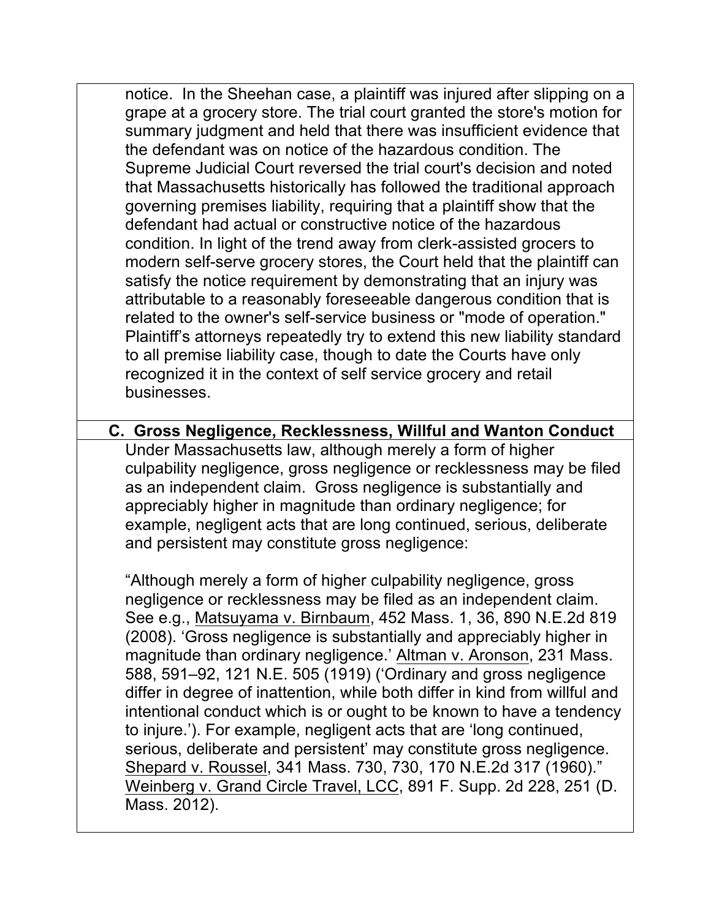notice. In the Sheehan case, a plaintiff was injured after slipping on a grape at a grocery store. The trial court granted the store's motion for summary judgment and held that there was insufficient evidence that the defendant was on notice of the hazardous condition. The Supreme Judicial Court reversed the trial court's decision and noted that Massachusetts historically has followed the traditional approach governing premises liability, requiring that a plaintiff show that the defendant had actual or constructive notice of the hazardous condition. In light of the trend away from clerk-assisted grocers to modern self-serve grocery stores, the Court held that the plaintiff can satisfy the notice requirement by demonstrating that an injury was attributable to a reasonably foreseeable dangerous condition that is related to the owner's self-service business or "mode of operation." Plaintiff's attorneys repeatedly try to extend this new liability standard to all premise liability case, though to date the Courts have only recognized it in the context of self service grocery and retail businesses.

### C. Gross Negligence, Recklessness, Willful and Wanton Conduct

Under Massachusetts law, although merely a form of higher culpability negligence, gross negligence or recklessness may be filed as an independent claim. Gross negligence is substantially and appreciably higher in magnitude than ordinary negligence; for example, negligent acts that are long continued, serious, deliberate and persistent may constitute gross negligence:

"Although merely a form of higher culpability negligence, gross negligence or recklessness may be filed as an independent claim. See e.g., Matsuyama v. Birnbaum, 452 Mass. 1, 36, 890 N.E.2d 819 (2008). 'Gross negligence is substantially and appreciably higher in magnitude than ordinary negligence.' Altman v. Aronson, 231 Mass. 588, 591–92, 121 N.E. 505 (1919) ('Ordinary and gross negligence differ in degree of inattention, while both differ in kind from willful and intentional conduct which is or ought to be known to have a tendency to injure.'). For example, negligent acts that are 'long continued, serious, deliberate and persistent' may constitute gross negligence. Shepard v. Roussel, 341 Mass. 730, 730, 170 N.E.2d 317 (1960)." Weinberg v. Grand Circle Travel, LCC, 891 F. Supp. 2d 228, 251 (D. Mass. 2012).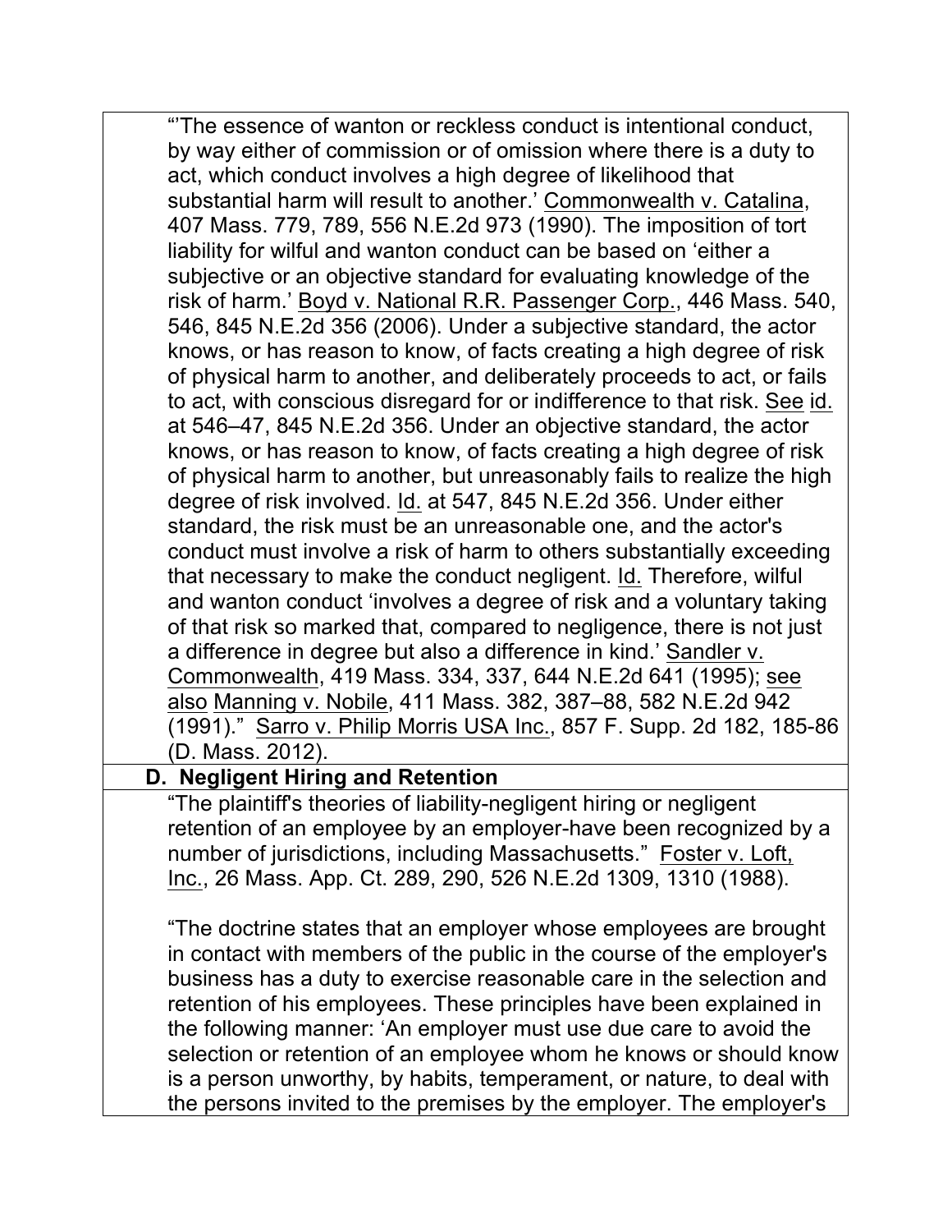"'The essence of wanton or reckless conduct is intentional conduct, by way either of commission or of omission where there is a duty to act, which conduct involves a high degree of likelihood that substantial harm will result to another.' Commonwealth v. Catalina, 407 Mass. 779, 789, 556 N.E.2d 973 (1990). The imposition of tort liability for wilful and wanton conduct can be based on 'either a subjective or an objective standard for evaluating knowledge of the risk of harm.' Boyd v. National R.R. Passenger Corp., 446 Mass. 540, 546, 845 N.E.2d 356 (2006). Under a subjective standard, the actor knows, or has reason to know, of facts creating a high degree of risk of physical harm to another, and deliberately proceeds to act, or fails to act, with conscious disregard for or indifference to that risk. See id. at 546–47, 845 N.E.2d 356. Under an objective standard, the actor knows, or has reason to know, of facts creating a high degree of risk of physical harm to another, but unreasonably fails to realize the high degree of risk involved. Id. at 547, 845 N.E.2d 356. Under either standard, the risk must be an unreasonable one, and the actor's conduct must involve a risk of harm to others substantially exceeding that necessary to make the conduct negligent. Id. Therefore, wilful and wanton conduct 'involves a degree of risk and a voluntary taking of that risk so marked that, compared to negligence, there is not just a difference in degree but also a difference in kind.' Sandler v. Commonwealth, 419 Mass. 334, 337, 644 N.E.2d 641 (1995); see also Manning v. Nobile, 411 Mass. 382, 387–88, 582 N.E.2d 942 (1991)." Sarro v. Philip Morris USA Inc., 857 F. Supp. 2d 182, 185-86 (D. Mass. 2012).

### D. Negligent Hiring and Retention

"The plaintiff's theories of liability-negligent hiring or negligent retention of an employee by an employer-have been recognized by a number of jurisdictions, including Massachusetts." Foster v. Loft, Inc., 26 Mass. App. Ct. 289, 290, 526 N.E.2d 1309, 1310 (1988).

"The doctrine states that an employer whose employees are brought in contact with members of the public in the course of the employer's business has a duty to exercise reasonable care in the selection and retention of his employees. These principles have been explained in the following manner: 'An employer must use due care to avoid the selection or retention of an employee whom he knows or should know is a person unworthy, by habits, temperament, or nature, to deal with the persons invited to the premises by the employer. The employer's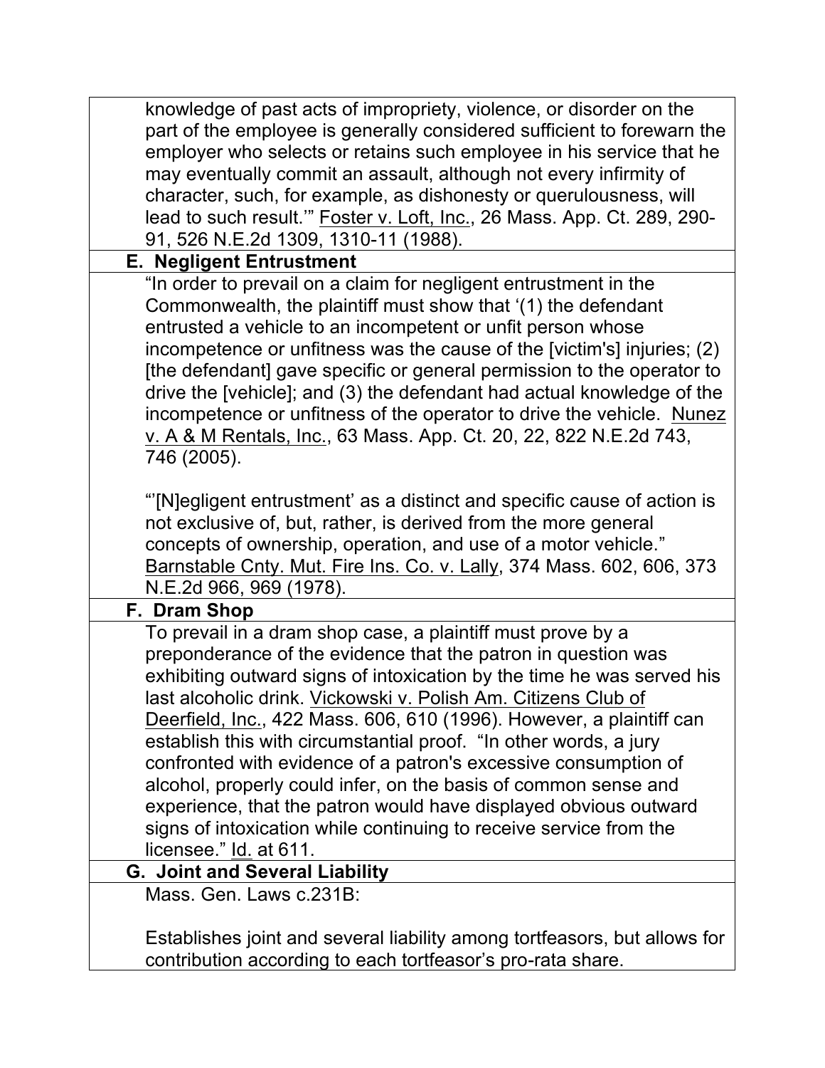knowledge of past acts of impropriety, violence, or disorder on the part of the employee is generally considered sufficient to forewarn the employer who selects or retains such employee in his service that he may eventually commit an assault, although not every infirmity of character, such, for example, as dishonesty or querulousness, will lead to such result.'" Foster v. Loft, Inc., 26 Mass. App. Ct. 289, 290-91, 526 N.E.2d 1309, 1310-11 (1988).

### E. Negligent Entrustment

"In order to prevail on a claim for negligent entrustment in the Commonwealth, the plaintiff must show that '(1) the defendant entrusted a vehicle to an incompetent or unfit person whose incompetence or unfitness was the cause of the [victim's] injuries; (2) [the defendant] gave specific or general permission to the operator to drive the [vehicle]; and (3) the defendant had actual knowledge of the incompetence or unfitness of the operator to drive the vehicle. Nunez v. A & M Rentals, Inc., 63 Mass. App. Ct. 20, 22, 822 N.E.2d 743, 746 (2005).

"'[N]egligent entrustment' as a distinct and specific cause of action is not exclusive of, but, rather, is derived from the more general concepts of ownership, operation, and use of a motor vehicle." Barnstable Cnty. Mut. Fire Ins. Co. v. Lally, 374 Mass. 602, 606, 373 N.E.2d 966, 969 (1978).

### F. Dram Shop

To prevail in a dram shop case, a plaintiff must prove by a preponderance of the evidence that the patron in question was exhibiting outward signs of intoxication by the time he was served his last alcoholic drink. Vickowski v. Polish Am. Citizens Club of Deerfield, Inc., 422 Mass. 606, 610 (1996). However, a plaintiff can establish this with circumstantial proof. "In other words, a jury confronted with evidence of a patron's excessive consumption of alcohol, properly could infer, on the basis of common sense and experience, that the patron would have displayed obvious outward signs of intoxication while continuing to receive service from the licensee." Id. at 611.

### G. Joint and Several Liability

Mass. Gen. Laws c.231B:

Establishes joint and several liability among tortfeasors, but allows for contribution according to each tortfeasor's pro-rata share.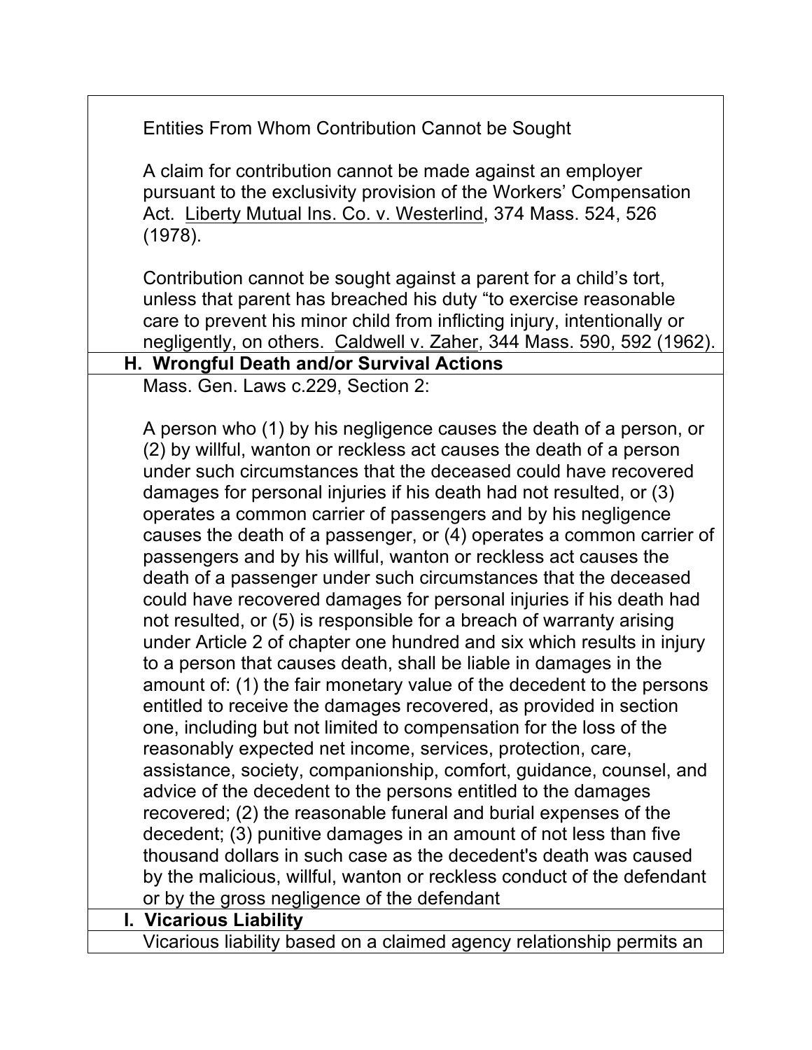Entities From Whom Contribution Cannot be Sought

A claim for contribution cannot be made against an employer pursuant to the exclusivity provision of the Workers' Compensation Act. Liberty Mutual Ins. Co. v. Westerlind, 374 Mass. 524, 526 (1978).

Contribution cannot be sought against a parent for a child's tort, unless that parent has breached his duty "to exercise reasonable care to prevent his minor child from inflicting injury, intentionally or negligently, on others. Caldwell v. Zaher, 344 Mass. 590, 592 (1962).

## H. Wrongful Death and/or Survival Actions

Mass. Gen. Laws c.229, Section 2:

A person who (1) by his negligence causes the death of a person, or (2) by willful, wanton or reckless act causes the death of a person under such circumstances that the deceased could have recovered damages for personal injuries if his death had not resulted, or (3) operates a common carrier of passengers and by his negligence causes the death of a passenger, or (4) operates a common carrier of passengers and by his willful, wanton or reckless act causes the death of a passenger under such circumstances that the deceased could have recovered damages for personal injuries if his death had not resulted, or (5) is responsible for a breach of warranty arising under Article 2 of chapter one hundred and six which results in injury to a person that causes death, shall be liable in damages in the amount of: (1) the fair monetary value of the decedent to the persons entitled to receive the damages recovered, as provided in section one, including but not limited to compensation for the loss of the reasonably expected net income, services, protection, care, assistance, society, companionship, comfort, guidance, counsel, and advice of the decedent to the persons entitled to the damages recovered; (2) the reasonable funeral and burial expenses of the decedent; (3) punitive damages in an amount of not less than five thousand dollars in such case as the decedent's death was caused by the malicious, willful, wanton or reckless conduct of the defendant or by the gross negligence of the defendant

## I. Vicarious Liability

Vicarious liability based on a claimed agency relationship permits an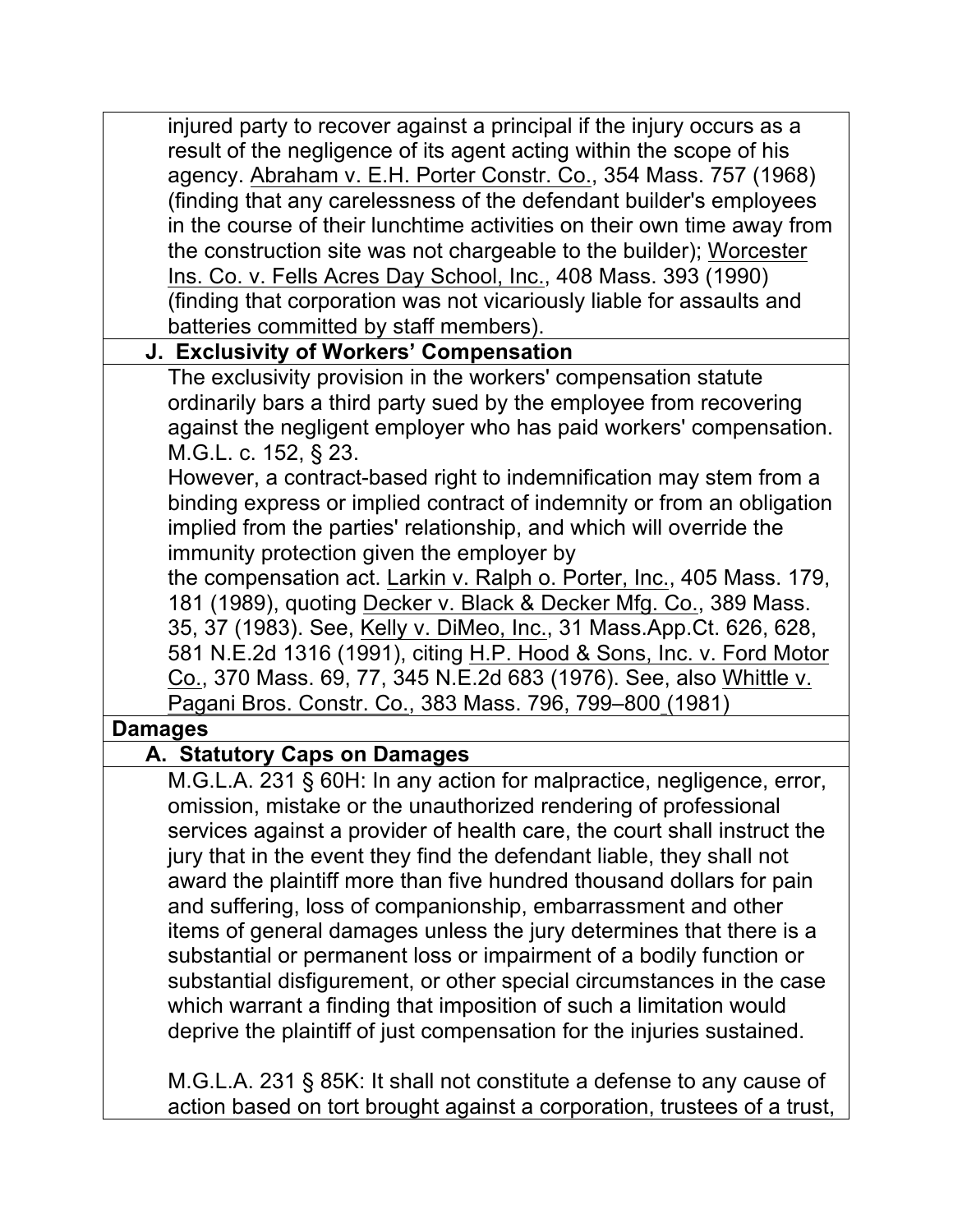injured party to recover against a principal if the injury occurs as a result of the negligence of its agent acting within the scope of his agency. Abraham v. E.H. Porter Constr. Co., 354 Mass. 757 (1968) (finding that any carelessness of the defendant builder's employees in the course of their lunchtime activities on their own time away from the construction site was not chargeable to the builder); Worcester Ins. Co. v. Fells Acres Day School, Inc., 408 Mass. 393 (1990) (finding that corporation was not vicariously liable for assaults and batteries committed by staff members).

### J. Exclusivity of Workers' Compensation

The exclusivity provision in the workers' compensation statute ordinarily bars a third party sued by the employee from recovering against the negligent employer who has paid workers' compensation. M.G.L. c. 152, § 23.

However, a contract-based right to indemnification may stem from a binding express or implied contract of indemnity or from an obligation implied from the parties' relationship, and which will override the immunity protection given the employer by the compensation act. Larkin v. Ralph o. Porter, Inc., 405 Mass. 179, 181 (1989), quoting Decker v. Black & Decker Mfg. Co., 389 Mass. 35, 37 (1983). See, Kelly v. DiMeo, Inc., 31 Mass.App.Ct. 626, 628, 581 N.E.2d 1316 (1991), citing H.P. Hood & Sons, Inc. v. Ford Motor Co., 370 Mass. 69, 77, 345 N.E.2d 683 (1976). See, also Whittle v. Pagani Bros. Constr. Co., 383 Mass. 796, 799–800 (1981)

## Damages

### A. Statutory Caps on Damages

M.G.L.A. 231 § 60H: In any action for malpractice, negligence, error, omission, mistake or the unauthorized rendering of professional services against a provider of health care, the court shall instruct the jury that in the event they find the defendant liable, they shall not award the plaintiff more than five hundred thousand dollars for pain and suffering, loss of companionship, embarrassment and other items of general damages unless the jury determines that there is a substantial or permanent loss or impairment of a bodily function or substantial disfigurement, or other special circumstances in the case which warrant a finding that imposition of such a limitation would deprive the plaintiff of just compensation for the injuries sustained.

M.G.L.A. 231 § 85K: It shall not constitute a defense to any cause of action based on tort brought against a corporation, trustees of a trust,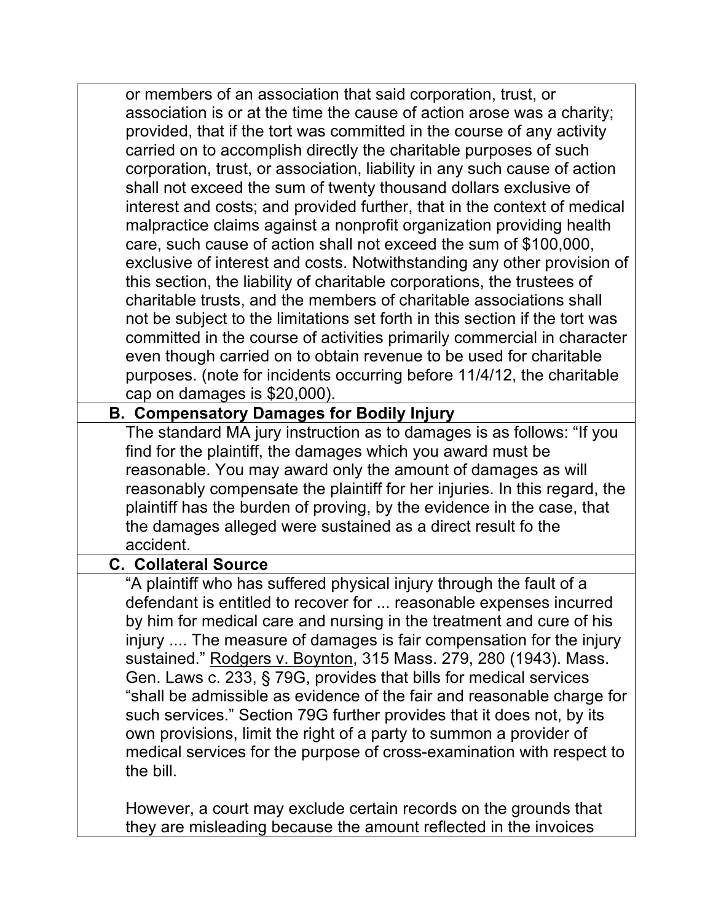or members of an association that said corporation, trust, or association is or at the time the cause of action arose was a charity; provided, that if the tort was committed in the course of any activity carried on to accomplish directly the charitable purposes of such corporation, trust, or association, liability in any such cause of action shall not exceed the sum of twenty thousand dollars exclusive of interest and costs; and provided further, that in the context of medical malpractice claims against a nonprofit organization providing health care, such cause of action shall not exceed the sum of $100,000, exclusive of interest and costs. Notwithstanding any other provision of this section, the liability of charitable corporations, the trustees of charitable trusts, and the members of charitable associations shall not be subject to the limitations set forth in this section if the tort was committed in the course of activities primarily commercial in character even though carried on to obtain revenue to be used for charitable purposes. (note for incidents occurring before 11/4/12, the charitable cap on damages is $20,000).

### B. Compensatory Damages for Bodily Injury

The standard MA jury instruction as to damages is as follows: "If you find for the plaintiff, the damages which you award must be reasonable. You may award only the amount of damages as will reasonably compensate the plaintiff for her injuries. In this regard, the plaintiff has the burden of proving, by the evidence in the case, that the damages alleged were sustained as a direct result fo the accident.

### C. Collateral Source

"A plaintiff who has suffered physical injury through the fault of a defendant is entitled to recover for ... reasonable expenses incurred by him for medical care and nursing in the treatment and cure of his injury .... The measure of damages is fair compensation for the injury sustained." Rodgers v. Boynton, 315 Mass. 279, 280 (1943). Mass. Gen. Laws c. 233, § 79G, provides that bills for medical services "shall be admissible as evidence of the fair and reasonable charge for such services." Section 79G further provides that it does not, by its own provisions, limit the right of a party to summon a provider of medical services for the purpose of cross-examination with respect to the bill.

However, a court may exclude certain records on the grounds that they are misleading because the amount reflected in the invoices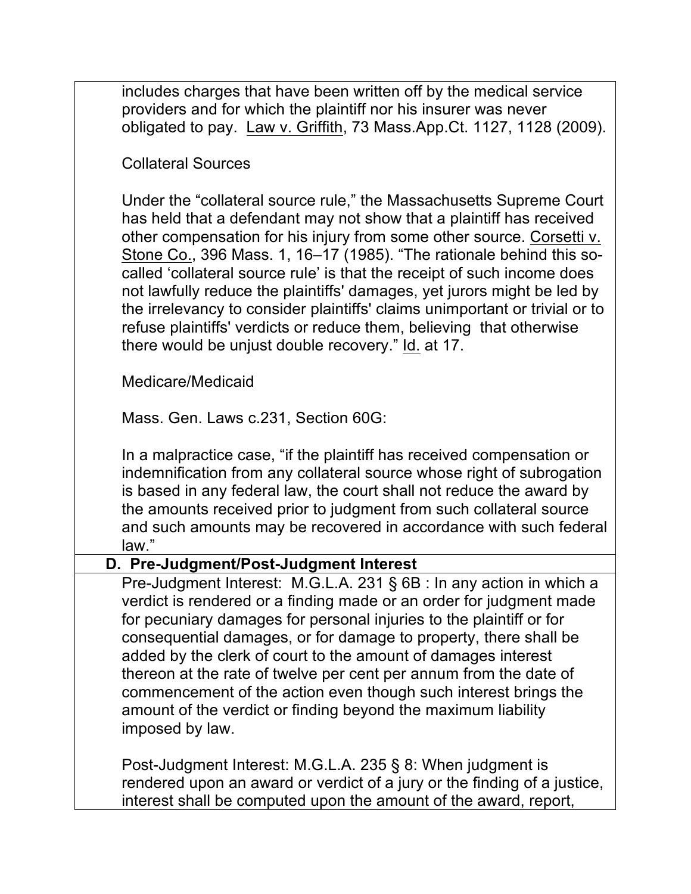includes charges that have been written off by the medical service providers and for which the plaintiff nor his insurer was never obligated to pay. Law v. Griffith, 73 Mass.App.Ct. 1127, 1128 (2009).

Collateral Sources

Under the "collateral source rule," the Massachusetts Supreme Court has held that a defendant may not show that a plaintiff has received other compensation for his injury from some other source. Corsetti v. Stone Co., 396 Mass. 1, 16–17 (1985). "The rationale behind this so-called 'collateral source rule' is that the receipt of such income does not lawfully reduce the plaintiffs' damages, yet jurors might be led by the irrelevancy to consider plaintiffs' claims unimportant or trivial or to refuse plaintiffs' verdicts or reduce them, believing that otherwise there would be unjust double recovery." Id. at 17.

Medicare/Medicaid

Mass. Gen. Laws c.231, Section 60G:

In a malpractice case, "if the plaintiff has received compensation or indemnification from any collateral source whose right of subrogation is based in any federal law, the court shall not reduce the award by the amounts received prior to judgment from such collateral source and such amounts may be recovered in accordance with such federal law."

## D. Pre-Judgment/Post-Judgment Interest

Pre-Judgment Interest: M.G.L.A. 231 § 6B : In any action in which a verdict is rendered or a finding made or an order for judgment made for pecuniary damages for personal injuries to the plaintiff or for consequential damages, or for damage to property, there shall be added by the clerk of court to the amount of damages interest thereon at the rate of twelve per cent per annum from the date of commencement of the action even though such interest brings the amount of the verdict or finding beyond the maximum liability imposed by law.

Post-Judgment Interest: M.G.L.A. 235 § 8: When judgment is rendered upon an award or verdict of a jury or the finding of a justice, interest shall be computed upon the amount of the award, report,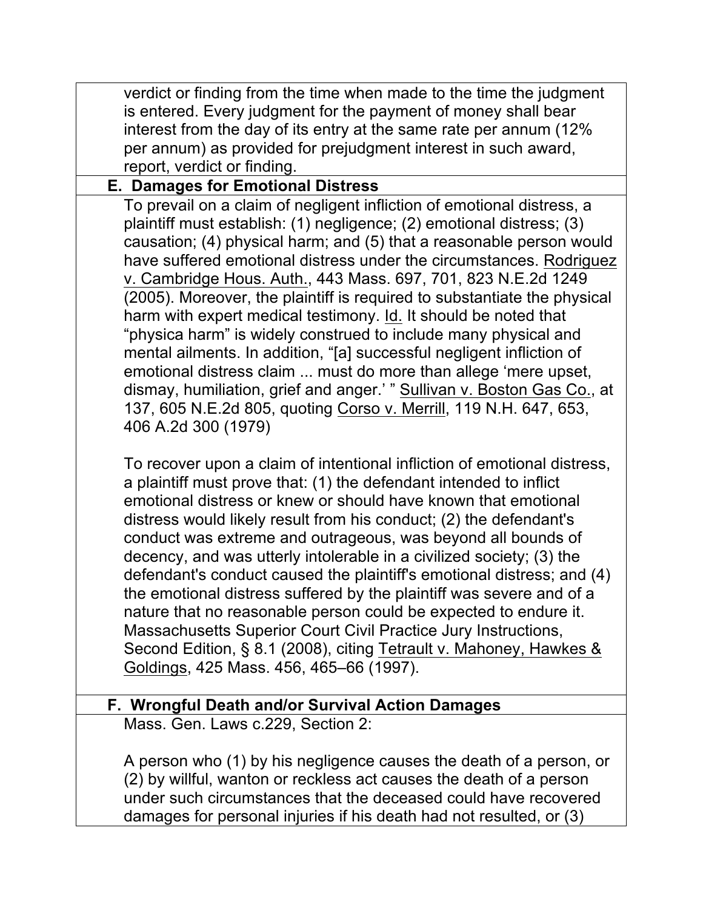verdict or finding from the time when made to the time the judgment is entered. Every judgment for the payment of money shall bear interest from the day of its entry at the same rate per annum (12% per annum) as provided for prejudgment interest in such award, report, verdict or finding.

## E. Damages for Emotional Distress

To prevail on a claim of negligent infliction of emotional distress, a plaintiff must establish: (1) negligence; (2) emotional distress; (3) causation; (4) physical harm; and (5) that a reasonable person would have suffered emotional distress under the circumstances. Rodriguez v. Cambridge Hous. Auth., 443 Mass. 697, 701, 823 N.E.2d 1249 (2005). Moreover, the plaintiff is required to substantiate the physical harm with expert medical testimony. Id. It should be noted that "physica harm" is widely construed to include many physical and mental ailments. In addition, "[a] successful negligent infliction of emotional distress claim ... must do more than allege 'mere upset, dismay, humiliation, grief and anger.' " Sullivan v. Boston Gas Co., at 137, 605 N.E.2d 805, quoting Corso v. Merrill, 119 N.H. 647, 653, 406 A.2d 300 (1979)

To recover upon a claim of intentional infliction of emotional distress, a plaintiff must prove that: (1) the defendant intended to inflict emotional distress or knew or should have known that emotional distress would likely result from his conduct; (2) the defendant's conduct was extreme and outrageous, was beyond all bounds of decency, and was utterly intolerable in a civilized society; (3) the defendant's conduct caused the plaintiff's emotional distress; and (4) the emotional distress suffered by the plaintiff was severe and of a nature that no reasonable person could be expected to endure it. Massachusetts Superior Court Civil Practice Jury Instructions, Second Edition, § 8.1 (2008), citing Tetrault v. Mahoney, Hawkes & Goldings, 425 Mass. 456, 465–66 (1997).

## F. Wrongful Death and/or Survival Action Damages

Mass. Gen. Laws c.229, Section 2:

A person who (1) by his negligence causes the death of a person, or (2) by willful, wanton or reckless act causes the death of a person under such circumstances that the deceased could have recovered damages for personal injuries if his death had not resulted, or (3)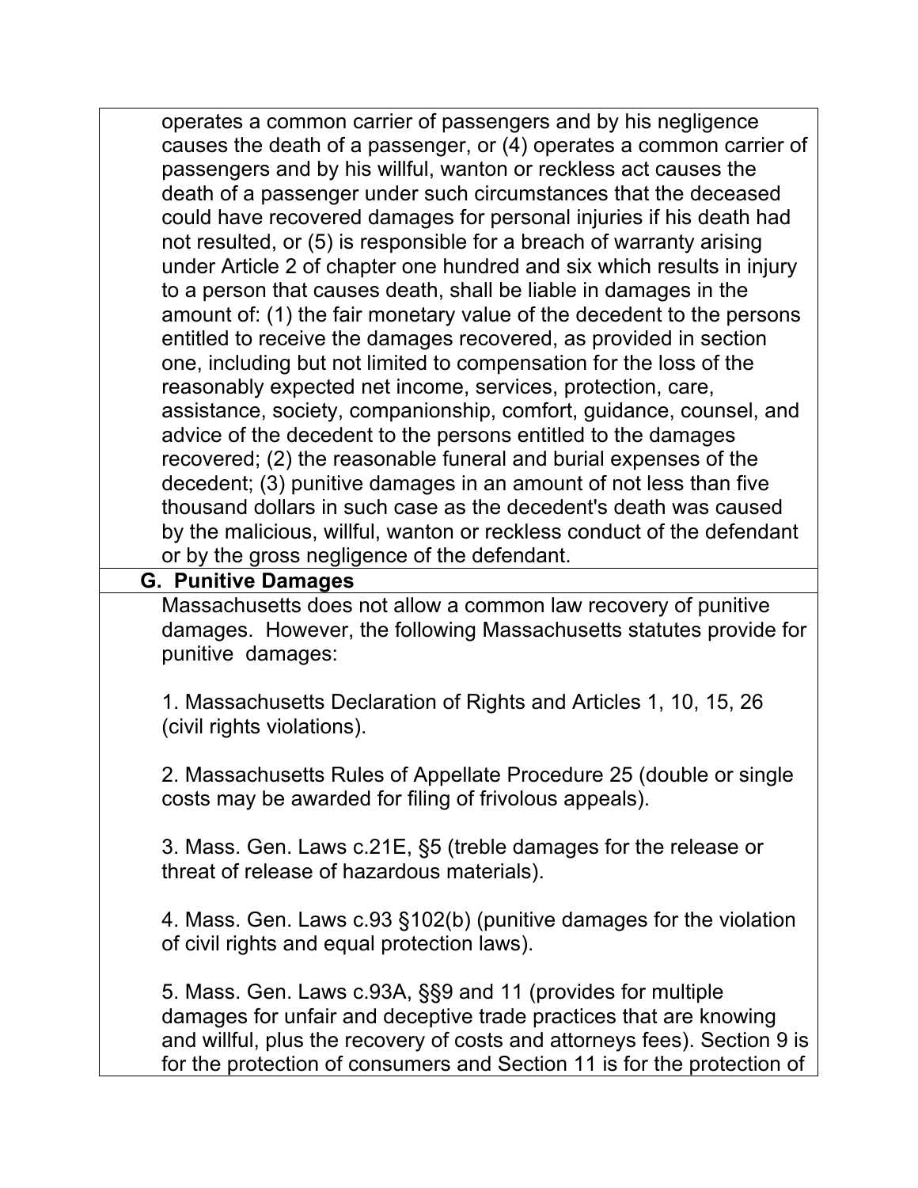operates a common carrier of passengers and by his negligence causes the death of a passenger, or (4) operates a common carrier of passengers and by his willful, wanton or reckless act causes the death of a passenger under such circumstances that the deceased could have recovered damages for personal injuries if his death had not resulted, or (5) is responsible for a breach of warranty arising under Article 2 of chapter one hundred and six which results in injury to a person that causes death, shall be liable in damages in the amount of: (1) the fair monetary value of the decedent to the persons entitled to receive the damages recovered, as provided in section one, including but not limited to compensation for the loss of the reasonably expected net income, services, protection, care, assistance, society, companionship, comfort, guidance, counsel, and advice of the decedent to the persons entitled to the damages recovered; (2) the reasonable funeral and burial expenses of the decedent; (3) punitive damages in an amount of not less than five thousand dollars in such case as the decedent's death was caused by the malicious, willful, wanton or reckless conduct of the defendant or by the gross negligence of the defendant.

### G. Punitive Damages

Massachusetts does not allow a common law recovery of punitive damages. However, the following Massachusetts statutes provide for punitive damages:

1. Massachusetts Declaration of Rights and Articles 1, 10, 15, 26 (civil rights violations).

2. Massachusetts Rules of Appellate Procedure 25 (double or single costs may be awarded for filing of frivolous appeals).

3. Mass. Gen. Laws c.21E, §5 (treble damages for the release or threat of release of hazardous materials).

4. Mass. Gen. Laws c.93 §102(b) (punitive damages for the violation of civil rights and equal protection laws).

5. Mass. Gen. Laws c.93A, §§9 and 11 (provides for multiple damages for unfair and deceptive trade practices that are knowing and willful, plus the recovery of costs and attorneys fees). Section 9 is for the protection of consumers and Section 11 is for the protection of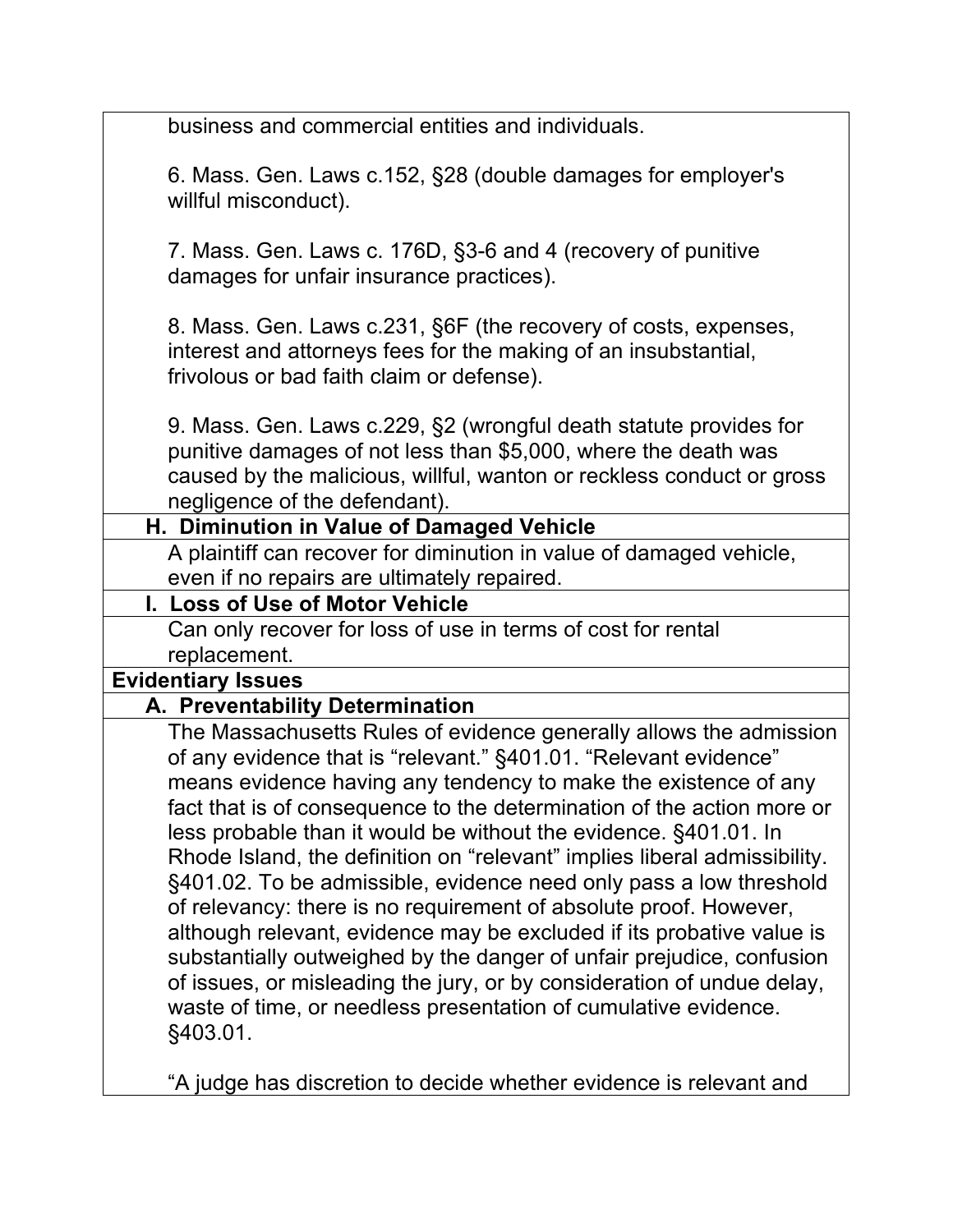business and commercial entities and individuals.

6. Mass. Gen. Laws c.152, §28 (double damages for employer's willful misconduct).

7. Mass. Gen. Laws c. 176D, §3-6 and 4 (recovery of punitive damages for unfair insurance practices).

8. Mass. Gen. Laws c.231, §6F (the recovery of costs, expenses, interest and attorneys fees for the making of an insubstantial, frivolous or bad faith claim or defense).

9. Mass. Gen. Laws c.229, §2 (wrongful death statute provides for punitive damages of not less than $5,000, where the death was caused by the malicious, willful, wanton or reckless conduct or gross negligence of the defendant).

### H. Diminution in Value of Damaged Vehicle

A plaintiff can recover for diminution in value of damaged vehicle, even if no repairs are ultimately repaired.

### I. Loss of Use of Motor Vehicle

Can only recover for loss of use in terms of cost for rental replacement.

## Evidentiary Issues

### A. Preventability Determination

The Massachusetts Rules of evidence generally allows the admission of any evidence that is "relevant." §401.01. "Relevant evidence" means evidence having any tendency to make the existence of any fact that is of consequence to the determination of the action more or less probable than it would be without the evidence. §401.01. In Rhode Island, the definition on "relevant" implies liberal admissibility. §401.02. To be admissible, evidence need only pass a low threshold of relevancy: there is no requirement of absolute proof. However, although relevant, evidence may be excluded if its probative value is substantially outweighed by the danger of unfair prejudice, confusion of issues, or misleading the jury, or by consideration of undue delay, waste of time, or needless presentation of cumulative evidence. §403.01.

"A judge has discretion to decide whether evidence is relevant and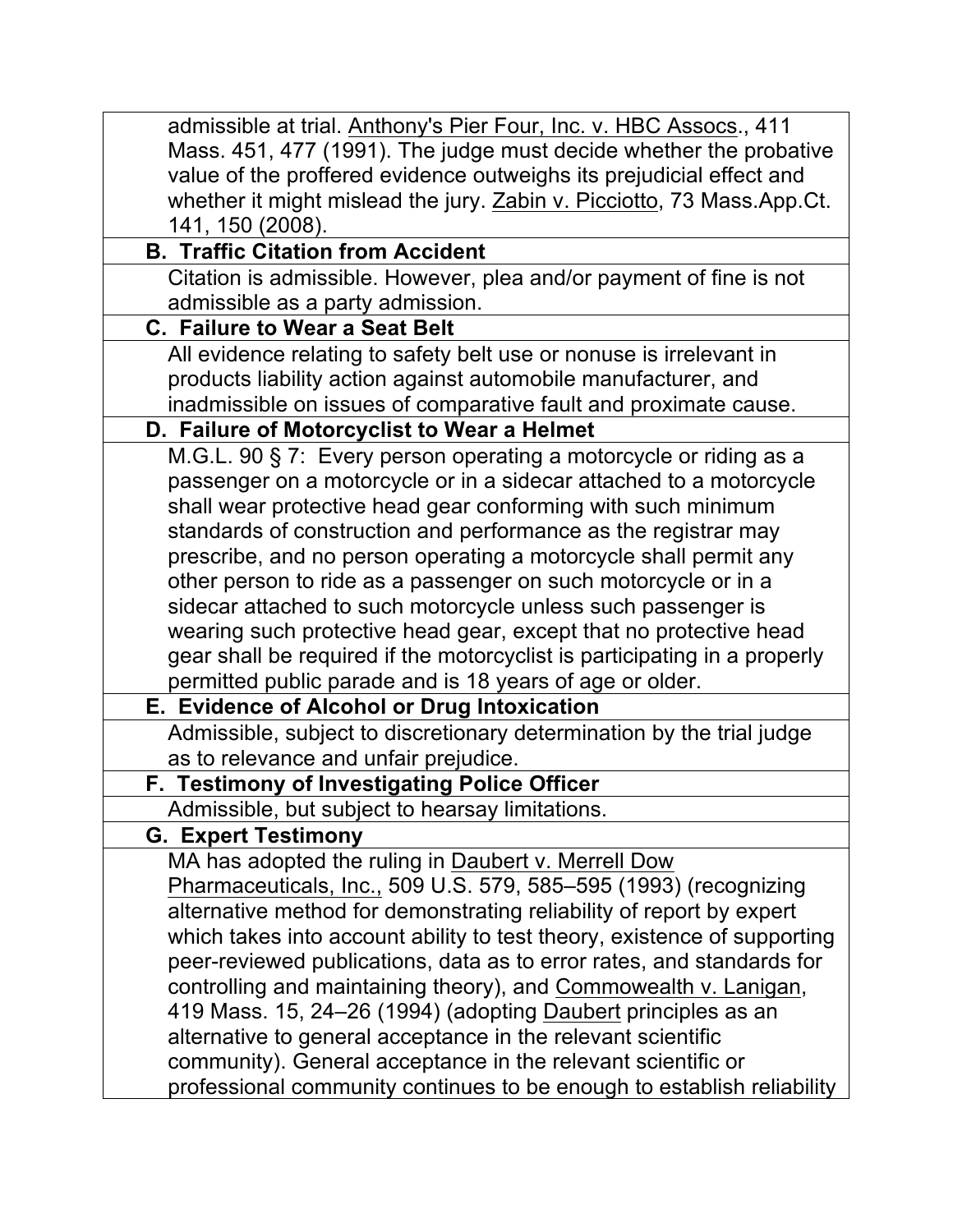admissible at trial. Anthony's Pier Four, Inc. v. HBC Assocs., 411 Mass. 451, 477 (1991). The judge must decide whether the probative value of the proffered evidence outweighs its prejudicial effect and whether it might mislead the jury. Zabin v. Picciotto, 73 Mass.App.Ct. 141, 150 (2008).

**B. Traffic Citation from Accident**

Citation is admissible. However, plea and/or payment of fine is not admissible as a party admission.

**C. Failure to Wear a Seat Belt**

All evidence relating to safety belt use or nonuse is irrelevant in products liability action against automobile manufacturer, and inadmissible on issues of comparative fault and proximate cause.

**D. Failure of Motorcyclist to Wear a Helmet**

M.G.L. 90 § 7: Every person operating a motorcycle or riding as a passenger on a motorcycle or in a sidecar attached to a motorcycle shall wear protective head gear conforming with such minimum standards of construction and performance as the registrar may prescribe, and no person operating a motorcycle shall permit any other person to ride as a passenger on such motorcycle or in a sidecar attached to such motorcycle unless such passenger is wearing such protective head gear, except that no protective head gear shall be required if the motorcyclist is participating in a properly permitted public parade and is 18 years of age or older.

**E. Evidence of Alcohol or Drug Intoxication**

Admissible, subject to discretionary determination by the trial judge as to relevance and unfair prejudice.

**F. Testimony of Investigating Police Officer**

Admissible, but subject to hearsay limitations.

**G. Expert Testimony**

MA has adopted the ruling in Daubert v. Merrell Dow Pharmaceuticals, Inc., 509 U.S. 579, 585–595 (1993) (recognizing alternative method for demonstrating reliability of report by expert which takes into account ability to test theory, existence of supporting peer-reviewed publications, data as to error rates, and standards for controlling and maintaining theory), and Commowealth v. Lanigan, 419 Mass. 15, 24–26 (1994) (adopting Daubert principles as an alternative to general acceptance in the relevant scientific community). General acceptance in the relevant scientific or professional community continues to be enough to establish reliability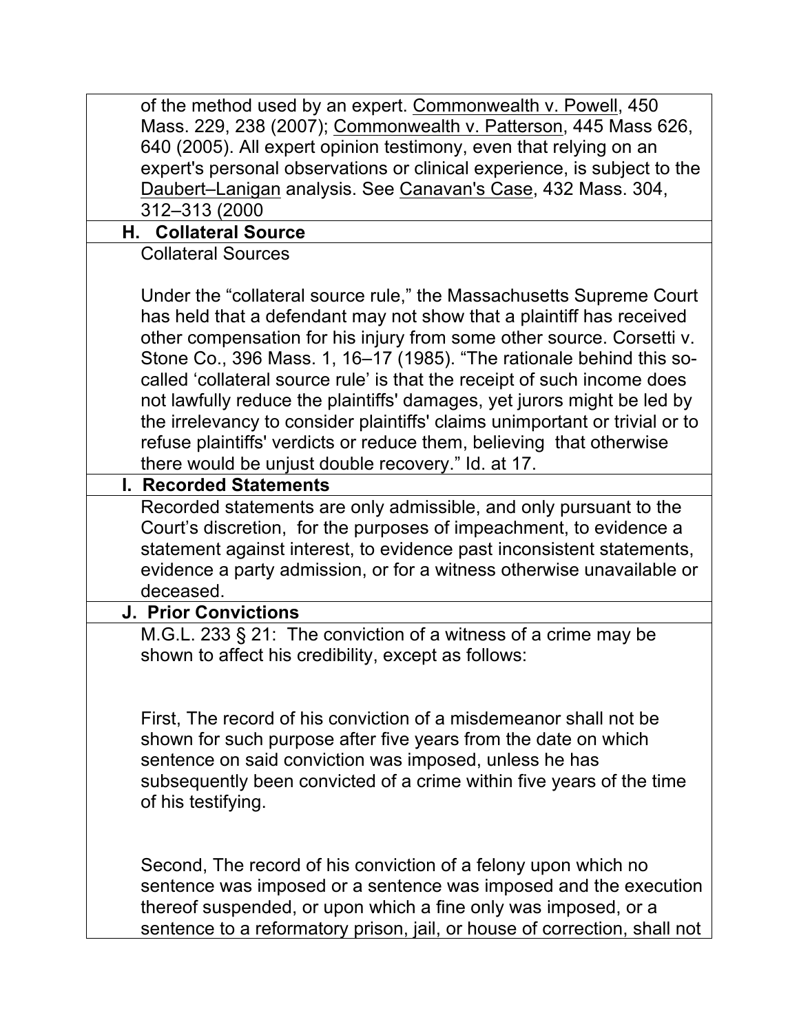of the method used by an expert. Commonwealth v. Powell, 450 Mass. 229, 238 (2007); Commonwealth v. Patterson, 445 Mass 626, 640 (2005). All expert opinion testimony, even that relying on an expert's personal observations or clinical experience, is subject to the Daubert–Lanigan analysis. See Canavan's Case, 432 Mass. 304, 312–313 (2000

### H. Collateral Source

Collateral Sources

Under the "collateral source rule," the Massachusetts Supreme Court has held that a defendant may not show that a plaintiff has received other compensation for his injury from some other source. Corsetti v. Stone Co., 396 Mass. 1, 16–17 (1985). "The rationale behind this so-called 'collateral source rule' is that the receipt of such income does not lawfully reduce the plaintiffs' damages, yet jurors might be led by the irrelevancy to consider plaintiffs' claims unimportant or trivial or to refuse plaintiffs' verdicts or reduce them, believing that otherwise there would be unjust double recovery." Id. at 17.

### I. Recorded Statements

Recorded statements are only admissible, and only pursuant to the Court's discretion, for the purposes of impeachment, to evidence a statement against interest, to evidence past inconsistent statements, evidence a party admission, or for a witness otherwise unavailable or deceased.

### J. Prior Convictions

M.G.L. 233 § 21: The conviction of a witness of a crime may be shown to affect his credibility, except as follows:

First, The record of his conviction of a misdemeanor shall not be shown for such purpose after five years from the date on which sentence on said conviction was imposed, unless he has subsequently been convicted of a crime within five years of the time of his testifying.

Second, The record of his conviction of a felony upon which no sentence was imposed or a sentence was imposed and the execution thereof suspended, or upon which a fine only was imposed, or a sentence to a reformatory prison, jail, or house of correction, shall not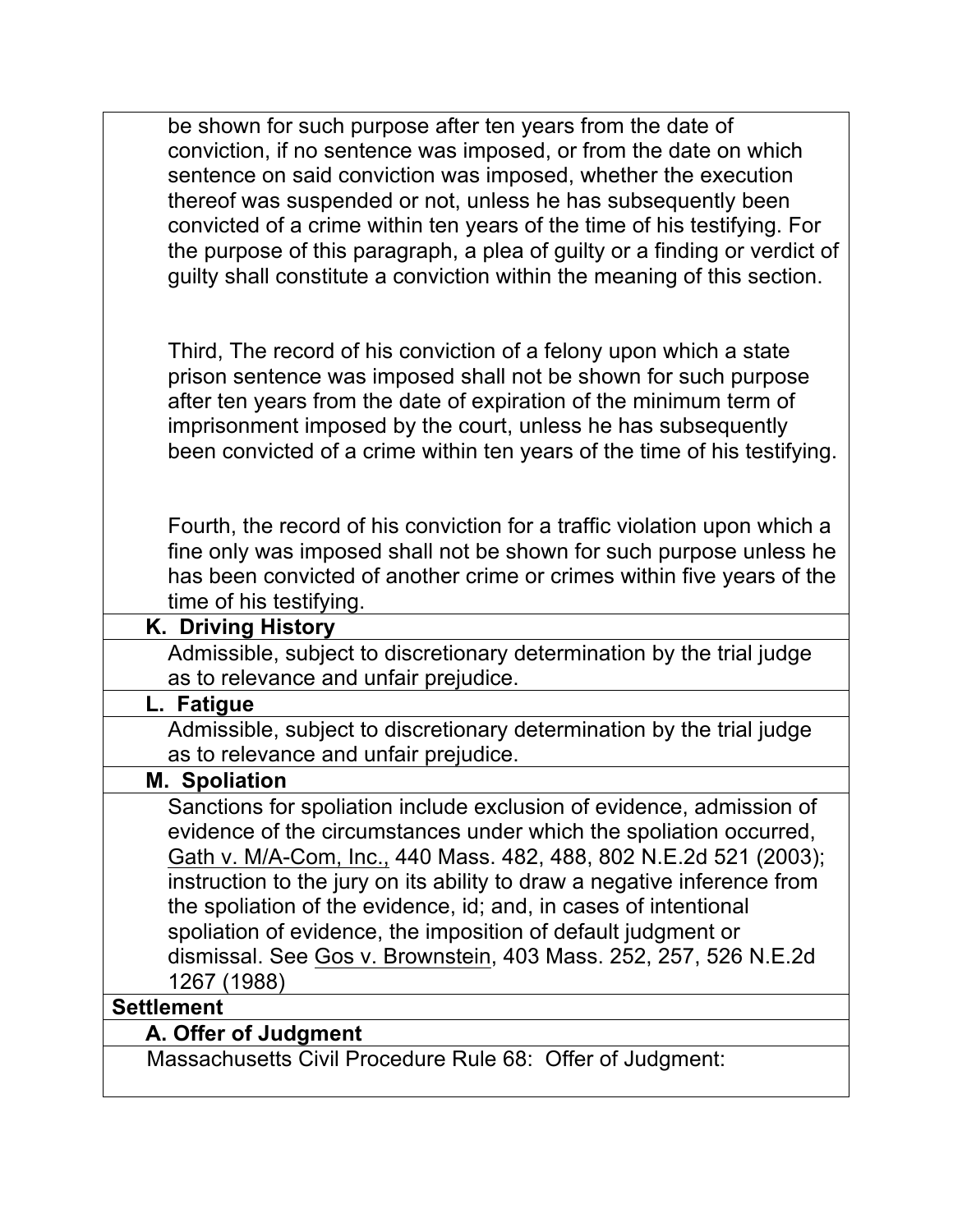be shown for such purpose after ten years from the date of conviction, if no sentence was imposed, or from the date on which sentence on said conviction was imposed, whether the execution thereof was suspended or not, unless he has subsequently been convicted of a crime within ten years of the time of his testifying. For the purpose of this paragraph, a plea of guilty or a finding or verdict of guilty shall constitute a conviction within the meaning of this section.

Third, The record of his conviction of a felony upon which a state prison sentence was imposed shall not be shown for such purpose after ten years from the date of expiration of the minimum term of imprisonment imposed by the court, unless he has subsequently been convicted of a crime within ten years of the time of his testifying.

Fourth, the record of his conviction for a traffic violation upon which a fine only was imposed shall not be shown for such purpose unless he has been convicted of another crime or crimes within five years of the time of his testifying.

**K. Driving History**

Admissible, subject to discretionary determination by the trial judge as to relevance and unfair prejudice.

**L. Fatigue**

Admissible, subject to discretionary determination by the trial judge as to relevance and unfair prejudice.

**M. Spoliation**

Sanctions for spoliation include exclusion of evidence, admission of evidence of the circumstances under which the spoliation occurred, Gath v. M/A-Com, Inc., 440 Mass. 482, 488, 802 N.E.2d 521 (2003); instruction to the jury on its ability to draw a negative inference from the spoliation of the evidence, id; and, in cases of intentional spoliation of evidence, the imposition of default judgment or dismissal. See Gos v. Brownstein, 403 Mass. 252, 257, 526 N.E.2d 1267 (1988)

**Settlement**

**A. Offer of Judgment**

Massachusetts Civil Procedure Rule 68: Offer of Judgment: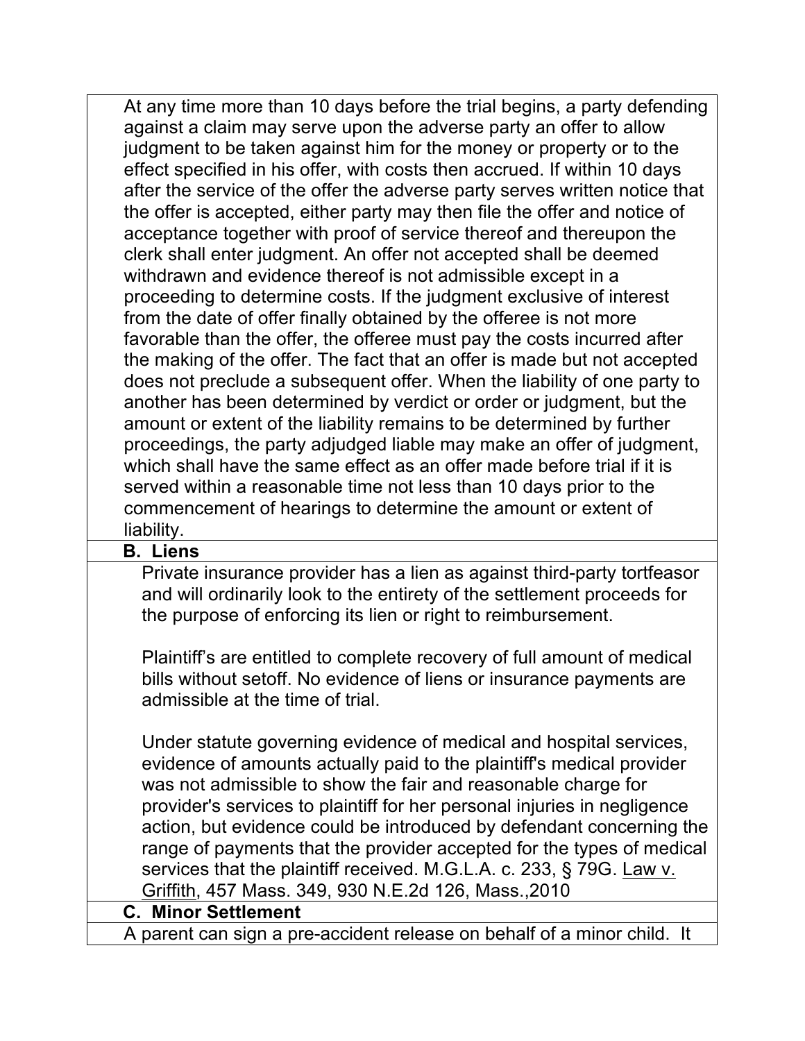At any time more than 10 days before the trial begins, a party defending against a claim may serve upon the adverse party an offer to allow judgment to be taken against him for the money or property or to the effect specified in his offer, with costs then accrued. If within 10 days after the service of the offer the adverse party serves written notice that the offer is accepted, either party may then file the offer and notice of acceptance together with proof of service thereof and thereupon the clerk shall enter judgment. An offer not accepted shall be deemed withdrawn and evidence thereof is not admissible except in a proceeding to determine costs. If the judgment exclusive of interest from the date of offer finally obtained by the offeree is not more favorable than the offer, the offeree must pay the costs incurred after the making of the offer. The fact that an offer is made but not accepted does not preclude a subsequent offer. When the liability of one party to another has been determined by verdict or order or judgment, but the amount or extent of the liability remains to be determined by further proceedings, the party adjudged liable may make an offer of judgment, which shall have the same effect as an offer made before trial if it is served within a reasonable time not less than 10 days prior to the commencement of hearings to determine the amount or extent of liability.

**B. Liens**

Private insurance provider has a lien as against third-party tortfeasor and will ordinarily look to the entirety of the settlement proceeds for the purpose of enforcing its lien or right to reimbursement.

Plaintiff's are entitled to complete recovery of full amount of medical bills without setoff. No evidence of liens or insurance payments are admissible at the time of trial.

Under statute governing evidence of medical and hospital services, evidence of amounts actually paid to the plaintiff's medical provider was not admissible to show the fair and reasonable charge for provider's services to plaintiff for her personal injuries in negligence action, but evidence could be introduced by defendant concerning the range of payments that the provider accepted for the types of medical services that the plaintiff received. M.G.L.A. c. 233, § 79G. Law v. Griffith, 457 Mass. 349, 930 N.E.2d 126, Mass.,2010

**C. Minor Settlement**

A parent can sign a pre-accident release on behalf of a minor child. It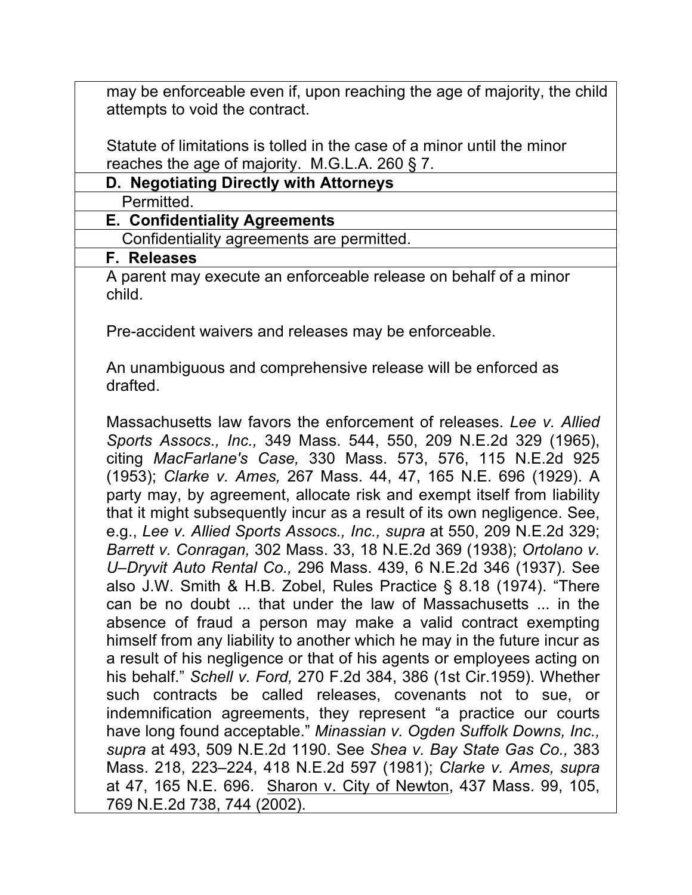may be enforceable even if, upon reaching the age of majority, the child attempts to void the contract.

Statute of limitations is tolled in the case of a minor until the minor reaches the age of majority. M.G.L.A. 260 § 7.

**D. Negotiating Directly with Attorneys**

Permitted.

**E. Confidentiality Agreements**

Confidentiality agreements are permitted.

**F. Releases**

A parent may execute an enforceable release on behalf of a minor child.

Pre-accident waivers and releases may be enforceable.

An unambiguous and comprehensive release will be enforced as drafted.

Massachusetts law favors the enforcement of releases. *Lee v. Allied Sports Assocs., Inc.,* 349 Mass. 544, 550, 209 N.E.2d 329 (1965), citing *MacFarlane's Case,* 330 Mass. 573, 576, 115 N.E.2d 925 (1953); *Clarke v. Ames,* 267 Mass. 44, 47, 165 N.E. 696 (1929). A party may, by agreement, allocate risk and exempt itself from liability that it might subsequently incur as a result of its own negligence. See, e.g., *Lee v. Allied Sports Assocs., Inc., supra* at 550, 209 N.E.2d 329; *Barrett v. Conragan,* 302 Mass. 33, 18 N.E.2d 369 (1938); *Ortolano v. U–Dryvit Auto Rental Co.,* 296 Mass. 439, 6 N.E.2d 346 (1937). See also J.W. Smith & H.B. Zobel, Rules Practice § 8.18 (1974). "There can be no doubt ... that under the law of Massachusetts ... in the absence of fraud a person may make a valid contract exempting himself from any liability to another which he may in the future incur as a result of his negligence or that of his agents or employees acting on his behalf." *Schell v. Ford,* 270 F.2d 384, 386 (1st Cir.1959). Whether such contracts be called releases, covenants not to sue, or indemnification agreements, they represent "a practice our courts have long found acceptable." *Minassian v. Ogden Suffolk Downs, Inc., supra* at 493, 509 N.E.2d 1190. See *Shea v. Bay State Gas Co.,* 383 Mass. 218, 223–224, 418 N.E.2d 597 (1981); *Clarke v. Ames, supra* at 47, 165 N.E. 696. Sharon v. City of Newton, 437 Mass. 99, 105, 769 N.E.2d 738, 744 (2002).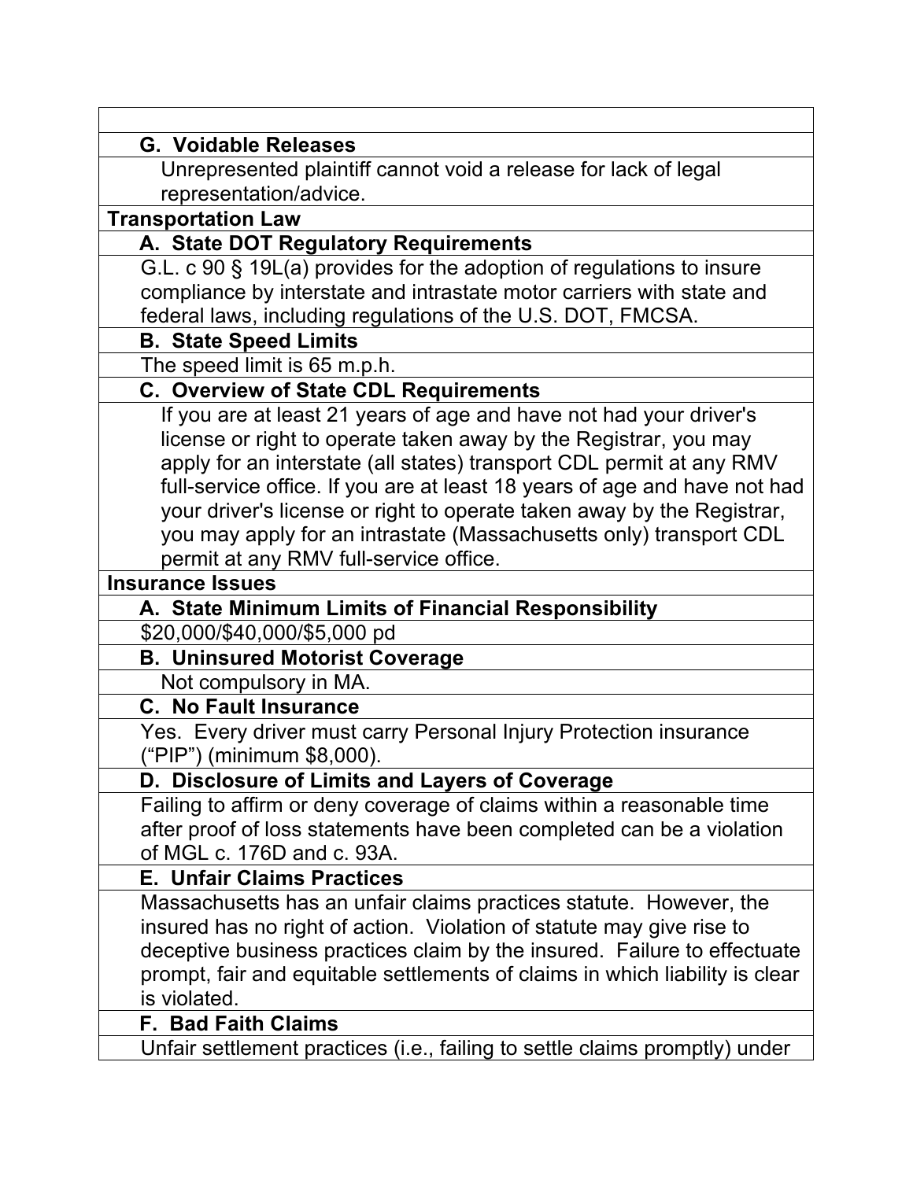| |
|---|
| **G. Voidable Releases** |
| Unrepresented plaintiff cannot void a release for lack of legal representation/advice. |
| **Transportation Law** |
| **A. State DOT Regulatory Requirements** |
| G.L. c 90 § 19L(a) provides for the adoption of regulations to insure compliance by interstate and intrastate motor carriers with state and federal laws, including regulations of the U.S. DOT, FMCSA. |
| **B. State Speed Limits** |
| The speed limit is 65 m.p.h. |
| **C. Overview of State CDL Requirements** |
| If you are at least 21 years of age and have not had your driver's license or right to operate taken away by the Registrar, you may apply for an interstate (all states) transport CDL permit at any RMV full-service office. If you are at least 18 years of age and have not had your driver's license or right to operate taken away by the Registrar, you may apply for an intrastate (Massachusetts only) transport CDL permit at any RMV full-service office. |
| **Insurance Issues** |
| **A. State Minimum Limits of Financial Responsibility** |
| $20,000/$40,000/$5,000 pd |
| **B. Uninsured Motorist Coverage** |
| Not compulsory in MA. |
| **C. No Fault Insurance** |
| Yes. Every driver must carry Personal Injury Protection insurance (“PIP”) (minimum $8,000). |
| **D. Disclosure of Limits and Layers of Coverage** |
| Failing to affirm or deny coverage of claims within a reasonable time after proof of loss statements have been completed can be a violation of MGL c. 176D and c. 93A. |
| **E. Unfair Claims Practices** |
| Massachusetts has an unfair claims practices statute. However, the insured has no right of action. Violation of statute may give rise to deceptive business practices claim by the insured. Failure to effectuate prompt, fair and equitable settlements of claims in which liability is clear is violated. |
| **F. Bad Faith Claims** |
| Unfair settlement practices (i.e., failing to settle claims promptly) under |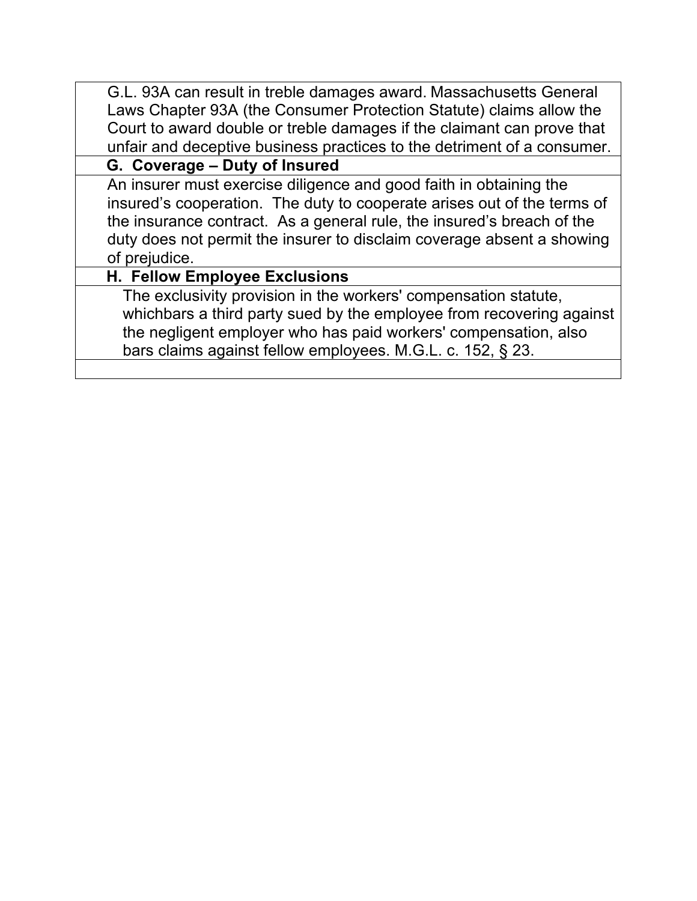G.L. 93A can result in treble damages award. Massachusetts General Laws Chapter 93A (the Consumer Protection Statute) claims allow the Court to award double or treble damages if the claimant can prove that unfair and deceptive business practices to the detriment of a consumer.

**G. Coverage – Duty of Insured**

An insurer must exercise diligence and good faith in obtaining the insured's cooperation. The duty to cooperate arises out of the terms of the insurance contract. As a general rule, the insured's breach of the duty does not permit the insurer to disclaim coverage absent a showing of prejudice.

**H. Fellow Employee Exclusions**

The exclusivity provision in the workers' compensation statute, whichbars a third party sued by the employee from recovering against the negligent employer who has paid workers' compensation, also bars claims against fellow employees. M.G.L. c. 152, § 23.